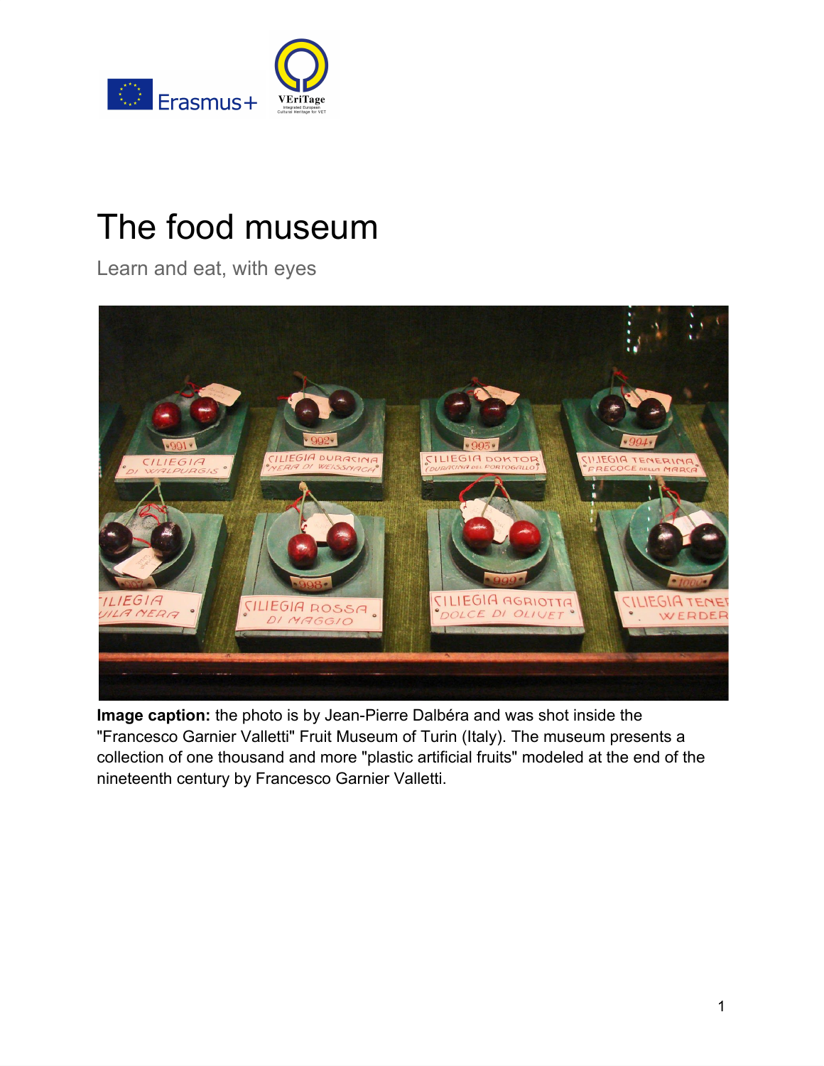# The food museum

Learn and eat, with eyes

**Image caption:** the photo is by Jean-Pierre Dalbéra and was shot inside the "Francesco Garnier Valletti" Fruit Museum of Turin (Italy). The museum presents a collection of one thousand and more "plastic artificial fruits" modeled at the end of the nineteenth century by Francesco Garnier Valletti.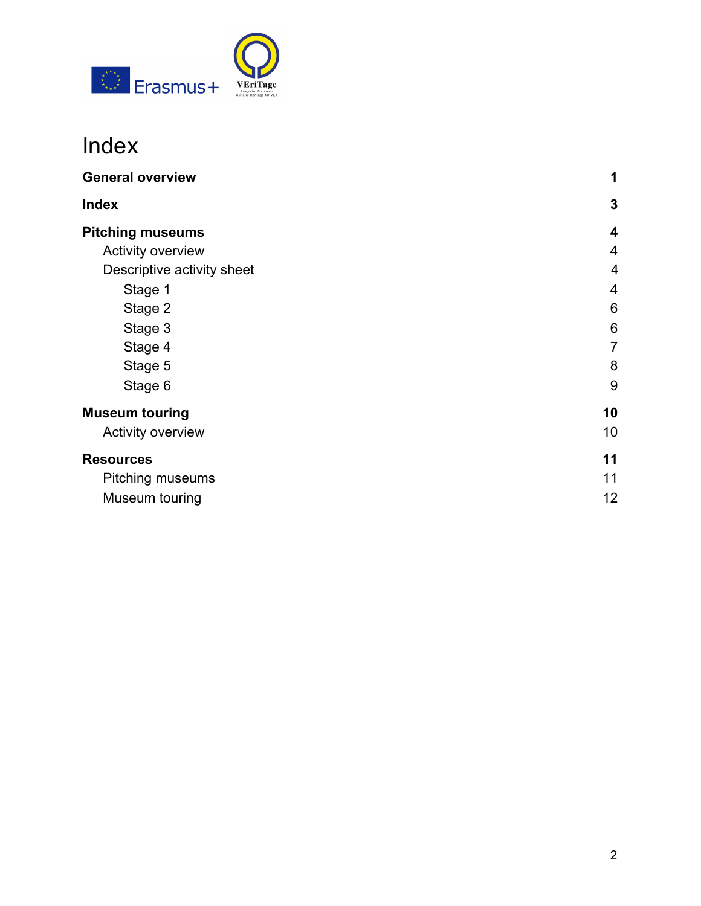# Index

| | |
|---|---|
| **General overview** | **1** |
| **Index** | **3** |
| **Pitching museums** | **4** |
| Activity overview | 4 |
| Descriptive activity sheet | 4 |
| Stage 1 | 4 |
| Stage 2 | 6 |
| Stage 3 | 6 |
| Stage 4 | 7 |
| Stage 5 | 8 |
| Stage 6 | 9 |
| **Museum touring** | **10** |
| Activity overview | 10 |
| **Resources** | **11** |
| Pitching museums | 11 |
| Museum touring | 12 |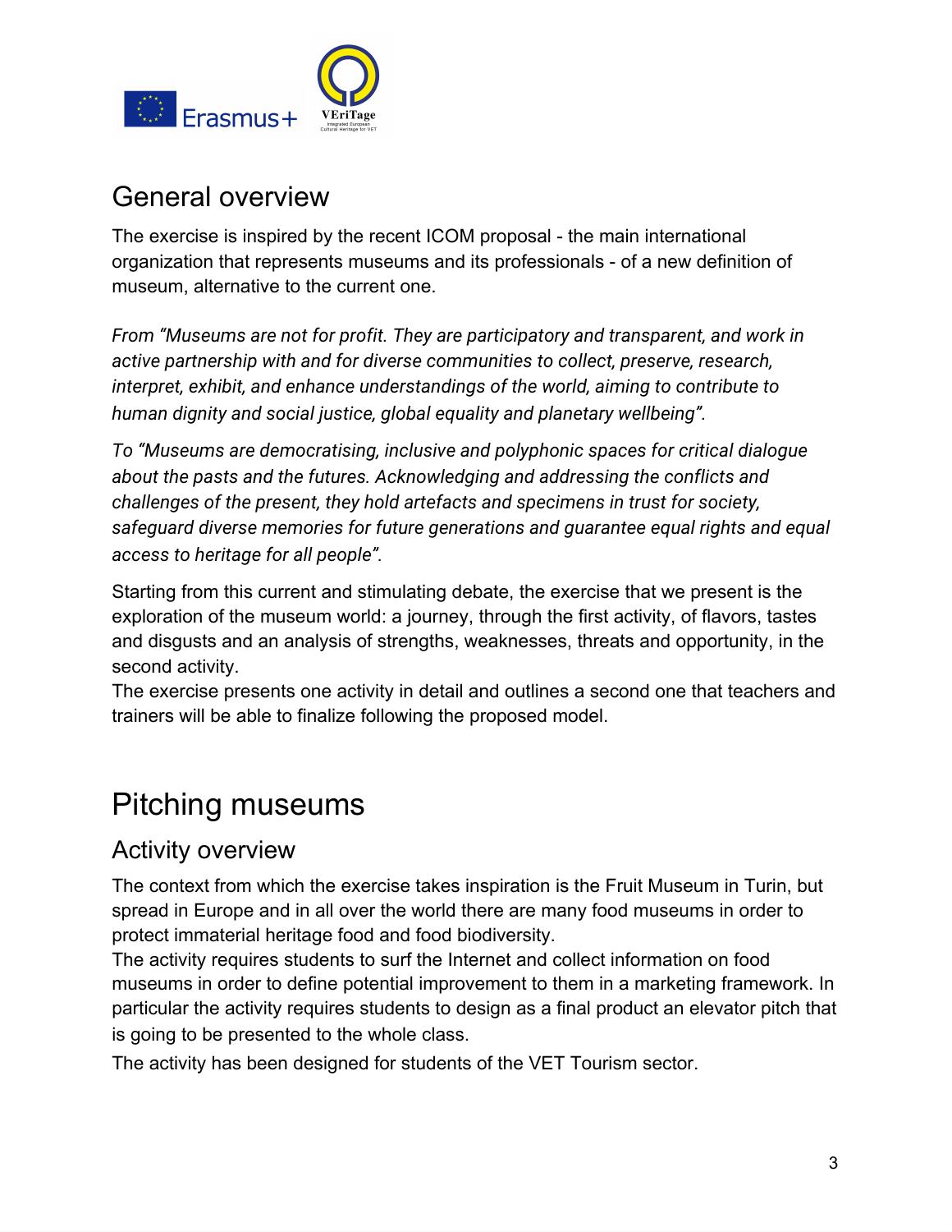## General overview

The exercise is inspired by the recent ICOM proposal - the main international organization that represents museums and its professionals - of a new definition of museum, alternative to the current one.

*From "Museums are not for profit. They are participatory and transparent, and work in active partnership with and for diverse communities to collect, preserve, research, interpret, exhibit, and enhance understandings of the world, aiming to contribute to human dignity and social justice, global equality and planetary wellbeing".*

*To "Museums are democratising, inclusive and polyphonic spaces for critical dialogue about the pasts and the futures. Acknowledging and addressing the conflicts and challenges of the present, they hold artefacts and specimens in trust for society, safeguard diverse memories for future generations and guarantee equal rights and equal access to heritage for all people".*

Starting from this current and stimulating debate, the exercise that we present is the exploration of the museum world: a journey, through the first activity, of flavors, tastes and disgusts and an analysis of strengths, weaknesses, threats and opportunity, in the second activity.
The exercise presents one activity in detail and outlines a second one that teachers and trainers will be able to finalize following the proposed model.

# Pitching museums

## Activity overview

The context from which the exercise takes inspiration is the Fruit Museum in Turin, but spread in Europe and in all over the world there are many food museums in order to protect immaterial heritage food and food biodiversity.
The activity requires students to surf the Internet and collect information on food museums in order to define potential improvement to them in a marketing framework. In particular the activity requires students to design as a final product an elevator pitch that is going to be presented to the whole class.

The activity has been designed for students of the VET Tourism sector.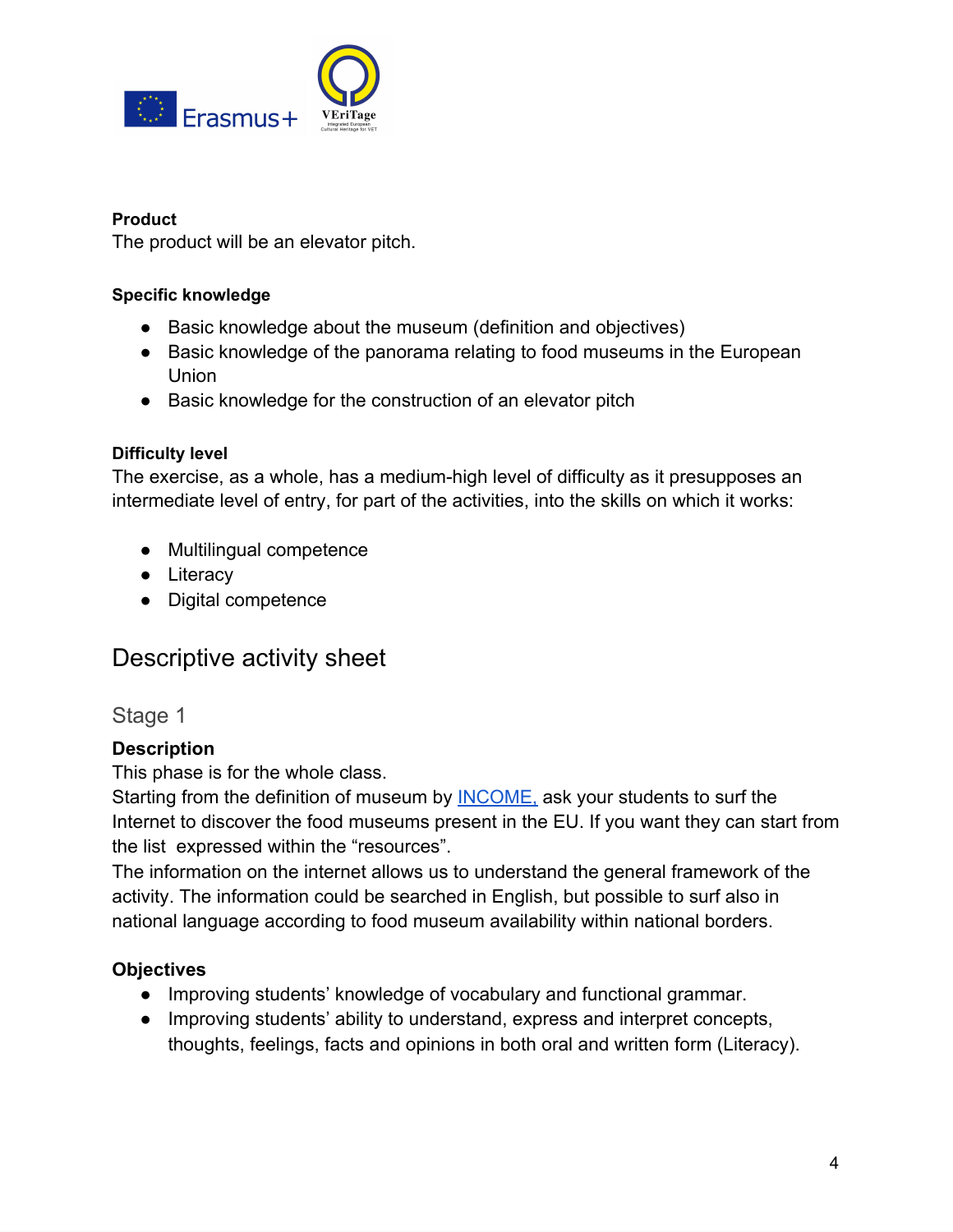**Product**
The product will be an elevator pitch.

**Specific knowledge**

- Basic knowledge about the museum (definition and objectives)
- Basic knowledge of the panorama relating to food museums in the European Union
- Basic knowledge for the construction of an elevator pitch

**Difficulty level**
The exercise, as a whole, has a medium-high level of difficulty as it presupposes an intermediate level of entry, for part of the activities, into the skills on which it works:

- Multilingual competence
- Literacy
- Digital competence

## Descriptive activity sheet

### Stage 1

**Description**
This phase is for the whole class.
Starting from the definition of museum by INCOME, ask your students to surf the Internet to discover the food museums present in the EU. If you want they can start from the list expressed within the "resources".
The information on the internet allows us to understand the general framework of the activity. The information could be searched in English, but possible to surf also in national language according to food museum availability within national borders.

**Objectives**

- Improving students' knowledge of vocabulary and functional grammar.
- Improving students' ability to understand, express and interpret concepts, thoughts, feelings, facts and opinions in both oral and written form (Literacy).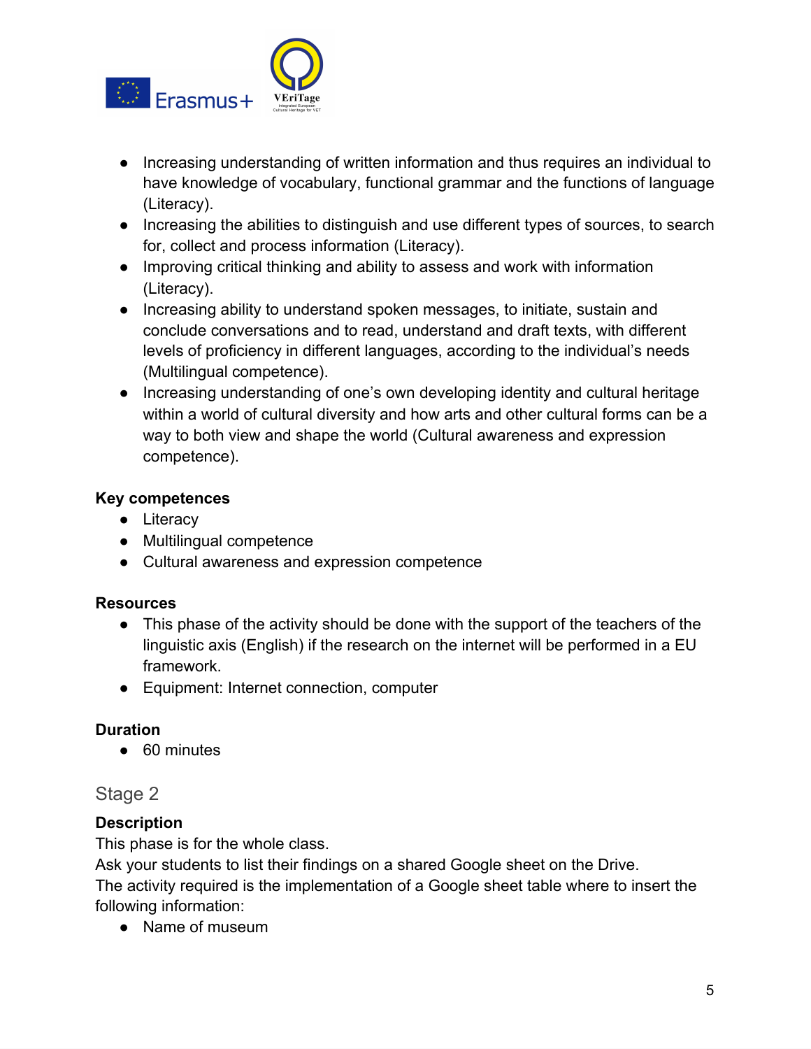- Increasing understanding of written information and thus requires an individual to have knowledge of vocabulary, functional grammar and the functions of language (Literacy).
- Increasing the abilities to distinguish and use different types of sources, to search for, collect and process information (Literacy).
- Improving critical thinking and ability to assess and work with information (Literacy).
- Increasing ability to understand spoken messages, to initiate, sustain and conclude conversations and to read, understand and draft texts, with different levels of proficiency in different languages, according to the individual's needs (Multilingual competence).
- Increasing understanding of one's own developing identity and cultural heritage within a world of cultural diversity and how arts and other cultural forms can be a way to both view and shape the world (Cultural awareness and expression competence).

**Key competences**

- Literacy
- Multilingual competence
- Cultural awareness and expression competence

**Resources**

- This phase of the activity should be done with the support of the teachers of the linguistic axis (English) if the research on the internet will be performed in a EU framework.
- Equipment: Internet connection, computer

**Duration**

- 60 minutes

## Stage 2

**Description**

This phase is for the whole class.
Ask your students to list their findings on a shared Google sheet on the Drive.
The activity required is the implementation of a Google sheet table where to insert the following information:

- Name of museum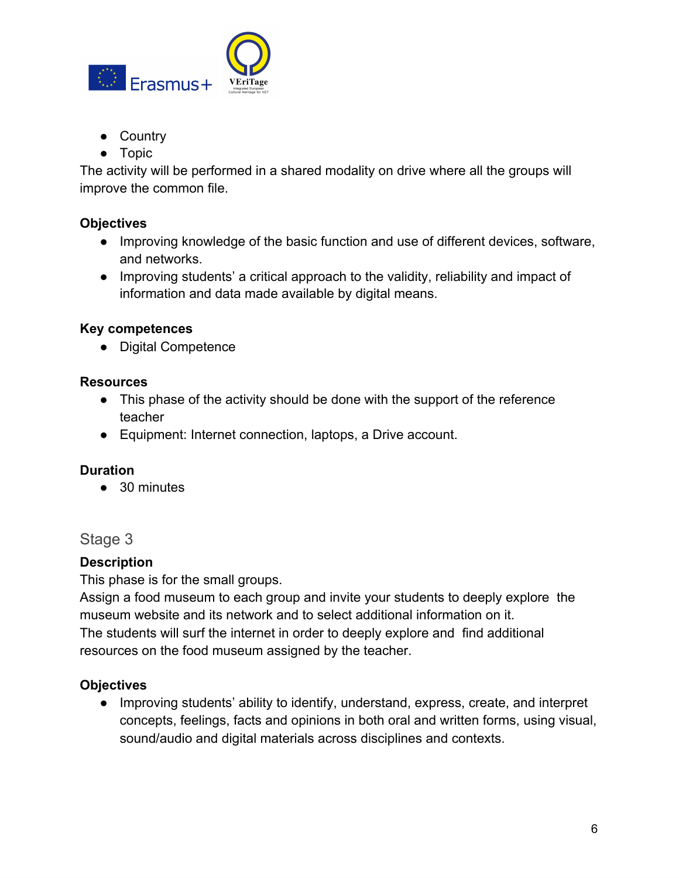- Country
- Topic

The activity will be performed in a shared modality on drive where all the groups will improve the common file.

**Objectives**

- Improving knowledge of the basic function and use of different devices, software, and networks.
- Improving students' a critical approach to the validity, reliability and impact of information and data made available by digital means.

**Key competences**

- Digital Competence

**Resources**

- This phase of the activity should be done with the support of the reference teacher
- Equipment: Internet connection, laptops, a Drive account.

**Duration**

- 30 minutes

## Stage 3

**Description**

This phase is for the small groups.

Assign a food museum to each group and invite your students to deeply explore the museum website and its network and to select additional information on it.

The students will surf the internet in order to deeply explore and find additional resources on the food museum assigned by the teacher.

**Objectives**

- Improving students' ability to identify, understand, express, create, and interpret concepts, feelings, facts and opinions in both oral and written forms, using visual, sound/audio and digital materials across disciplines and contexts.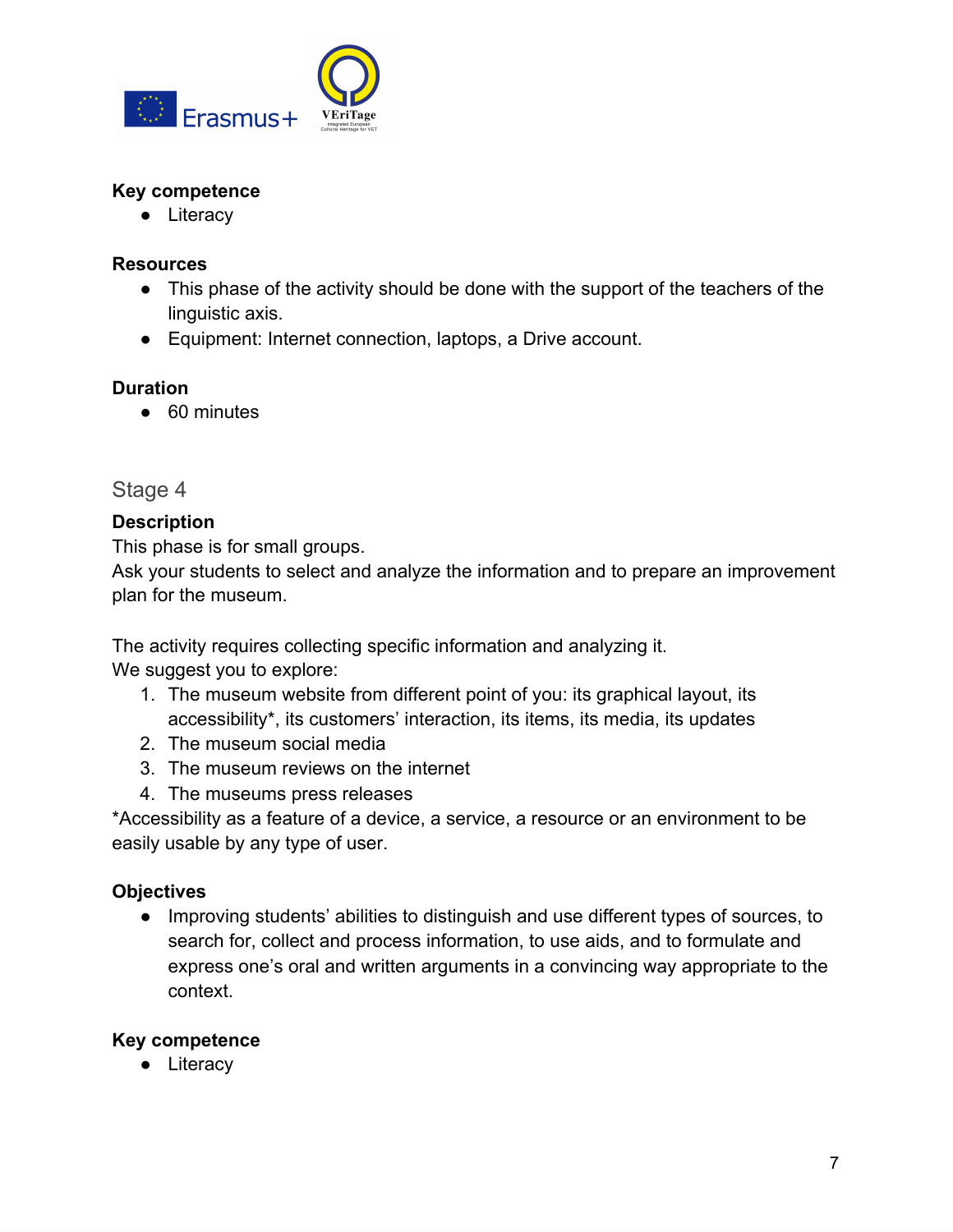**Key competence**

- Literacy

**Resources**

- This phase of the activity should be done with the support of the teachers of the linguistic axis.
- Equipment: Internet connection, laptops, a Drive account.

**Duration**

- 60 minutes

## Stage 4

**Description**

This phase is for small groups.
Ask your students to select and analyze the information and to prepare an improvement plan for the museum.

The activity requires collecting specific information and analyzing it.
We suggest you to explore:

1. The museum website from different point of you: its graphical layout, its accessibility*, its customers' interaction, its items, its media, its updates
2. The museum social media
3. The museum reviews on the internet
4. The museums press releases

*Accessibility as a feature of a device, a service, a resource or an environment to be easily usable by any type of user.

**Objectives**

- Improving students' abilities to distinguish and use different types of sources, to search for, collect and process information, to use aids, and to formulate and express one's oral and written arguments in a convincing way appropriate to the context.

**Key competence**

- Literacy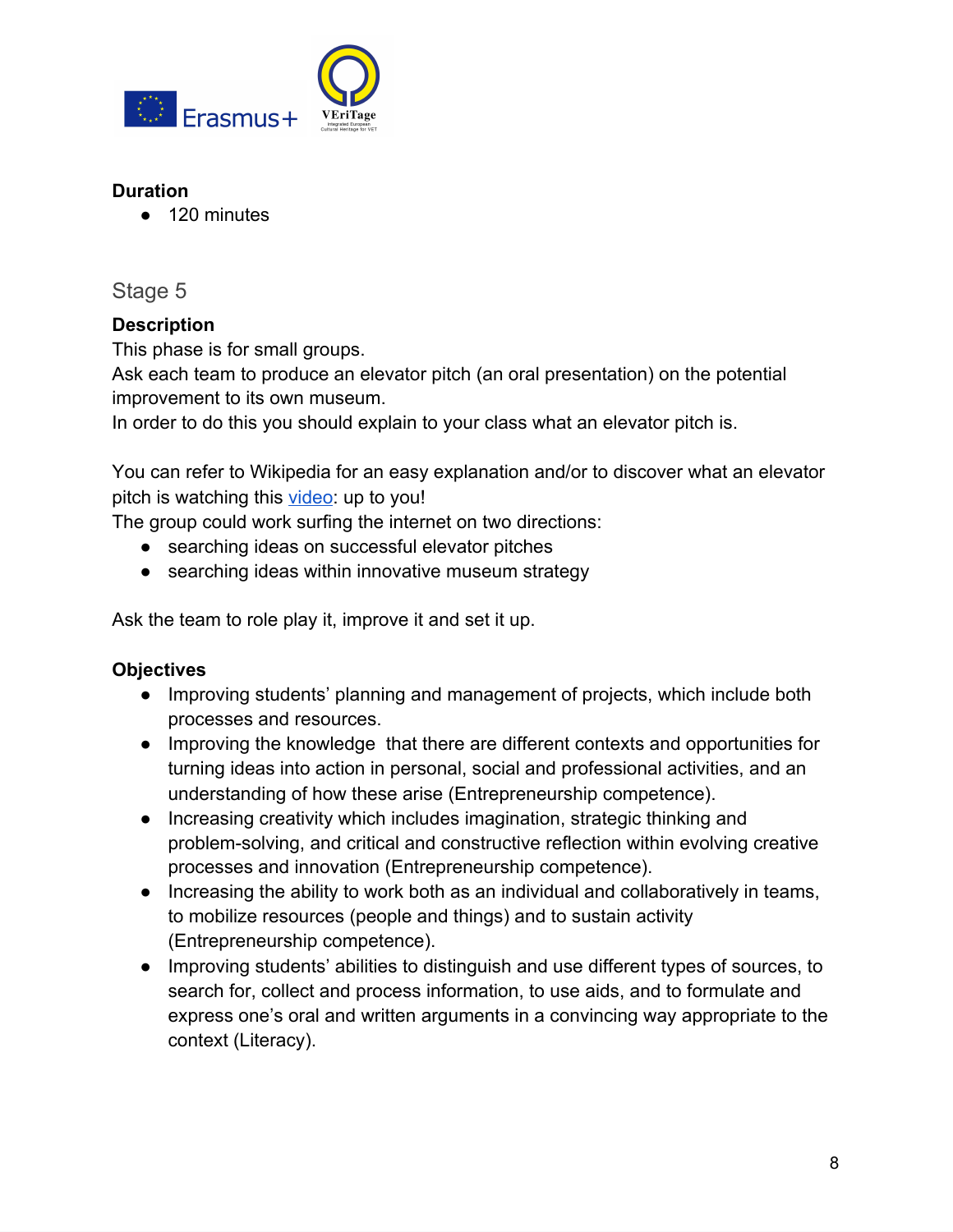**Duration**

- 120 minutes

## Stage 5

**Description**

This phase is for small groups.
Ask each team to produce an elevator pitch (an oral presentation) on the potential improvement to its own museum.
In order to do this you should explain to your class what an elevator pitch is.

You can refer to Wikipedia for an easy explanation and/or to discover what an elevator pitch is watching this video: up to you!
The group could work surfing the internet on two directions:

- searching ideas on successful elevator pitches
- searching ideas within innovative museum strategy

Ask the team to role play it, improve it and set it up.

**Objectives**

- Improving students' planning and management of projects, which include both processes and resources.
- Improving the knowledge that there are different contexts and opportunities for turning ideas into action in personal, social and professional activities, and an understanding of how these arise (Entrepreneurship competence).
- Increasing creativity which includes imagination, strategic thinking and problem-solving, and critical and constructive reflection within evolving creative processes and innovation (Entrepreneurship competence).
- Increasing the ability to work both as an individual and collaboratively in teams, to mobilize resources (people and things) and to sustain activity (Entrepreneurship competence).
- Improving students' abilities to distinguish and use different types of sources, to search for, collect and process information, to use aids, and to formulate and express one's oral and written arguments in a convincing way appropriate to the context (Literacy).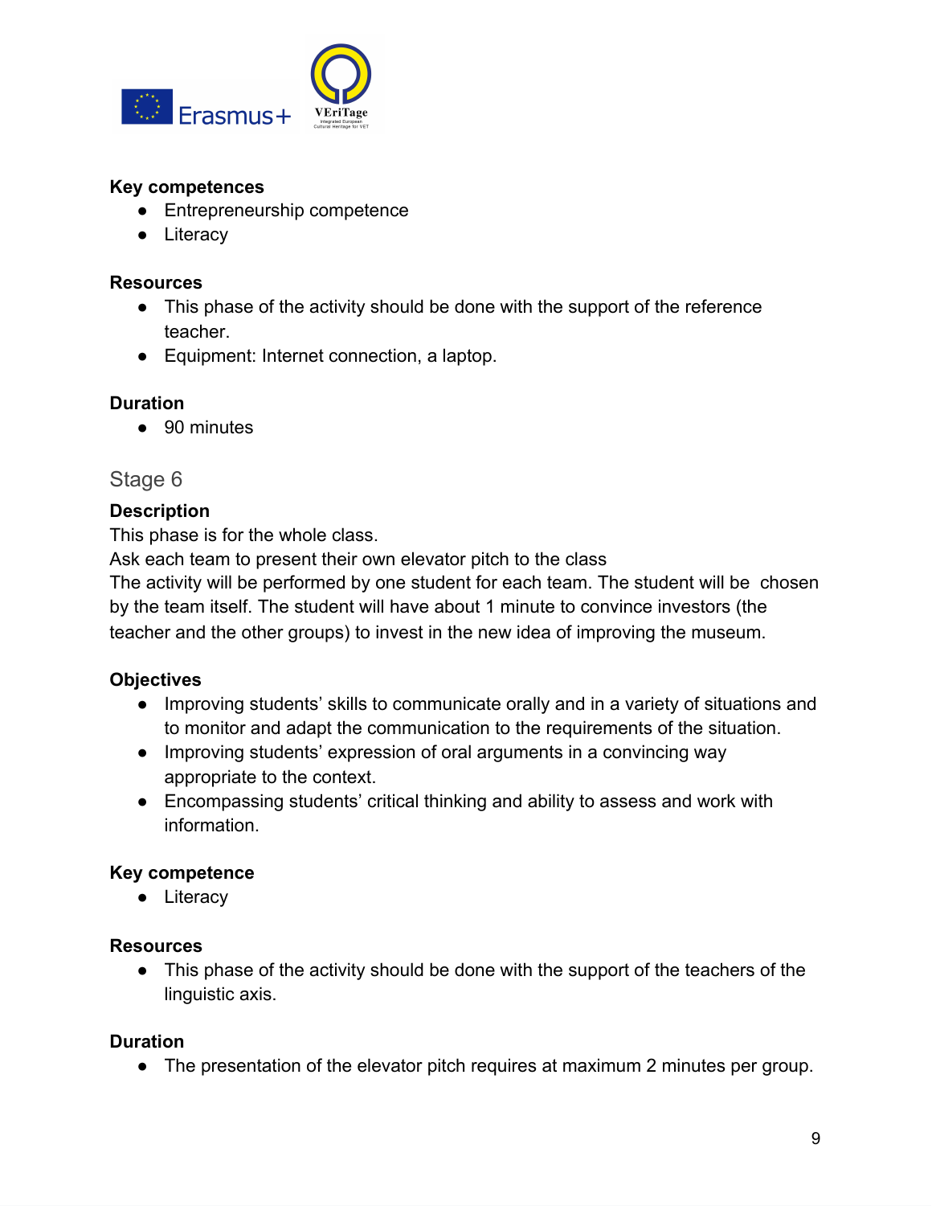**Key competences**

- Entrepreneurship competence
- Literacy

**Resources**

- This phase of the activity should be done with the support of the reference teacher.
- Equipment: Internet connection, a laptop.

**Duration**

- 90 minutes

## Stage 6

**Description**

This phase is for the whole class.

Ask each team to present their own elevator pitch to the class

The activity will be performed by one student for each team. The student will be chosen by the team itself. The student will have about 1 minute to convince investors (the teacher and the other groups) to invest in the new idea of improving the museum.

**Objectives**

- Improving students' skills to communicate orally and in a variety of situations and to monitor and adapt the communication to the requirements of the situation.
- Improving students' expression of oral arguments in a convincing way appropriate to the context.
- Encompassing students' critical thinking and ability to assess and work with information.

**Key competence**

- Literacy

**Resources**

- This phase of the activity should be done with the support of the teachers of the linguistic axis.

**Duration**

- The presentation of the elevator pitch requires at maximum 2 minutes per group.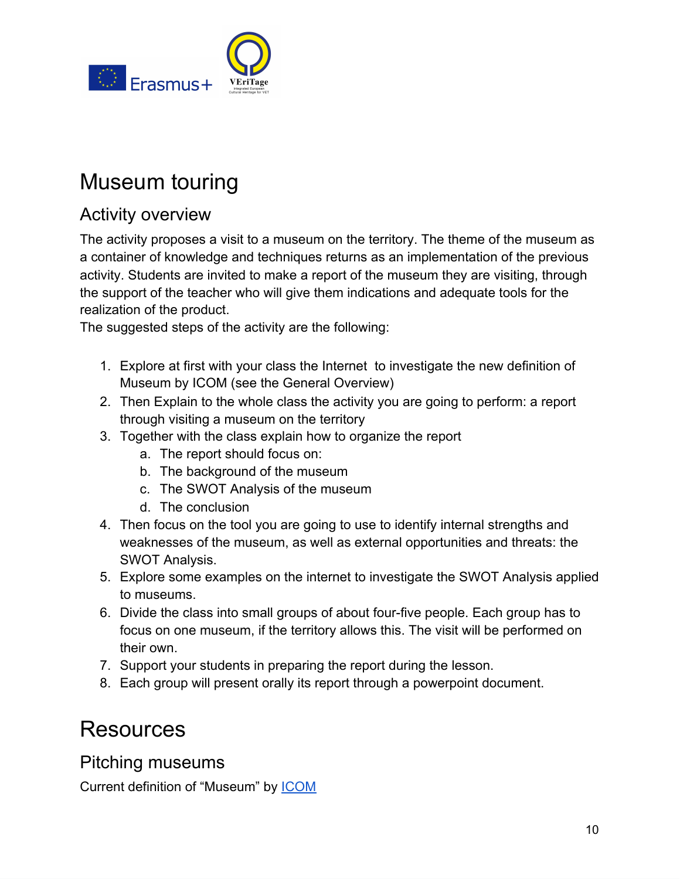# Museum touring

## Activity overview

The activity proposes a visit to a museum on the territory. The theme of the museum as a container of knowledge and techniques returns as an implementation of the previous activity. Students are invited to make a report of the museum they are visiting, through the support of the teacher who will give them indications and adequate tools for the realization of the product.

The suggested steps of the activity are the following:

1. Explore at first with your class the Internet to investigate the new definition of Museum by ICOM (see the General Overview)
2. Then Explain to the whole class the activity you are going to perform: a report through visiting a museum on the territory
3. Together with the class explain how to organize the report
   a. The report should focus on:
   b. The background of the museum
   c. The SWOT Analysis of the museum
   d. The conclusion
4. Then focus on the tool you are going to use to identify internal strengths and weaknesses of the museum, as well as external opportunities and threats: the SWOT Analysis.
5. Explore some examples on the internet to investigate the SWOT Analysis applied to museums.
6. Divide the class into small groups of about four-five people. Each group has to focus on one museum, if the territory allows this. The visit will be performed on their own.
7. Support your students in preparing the report during the lesson.
8. Each group will present orally its report through a powerpoint document.

# Resources

## Pitching museums

Current definition of "Museum" by ICOM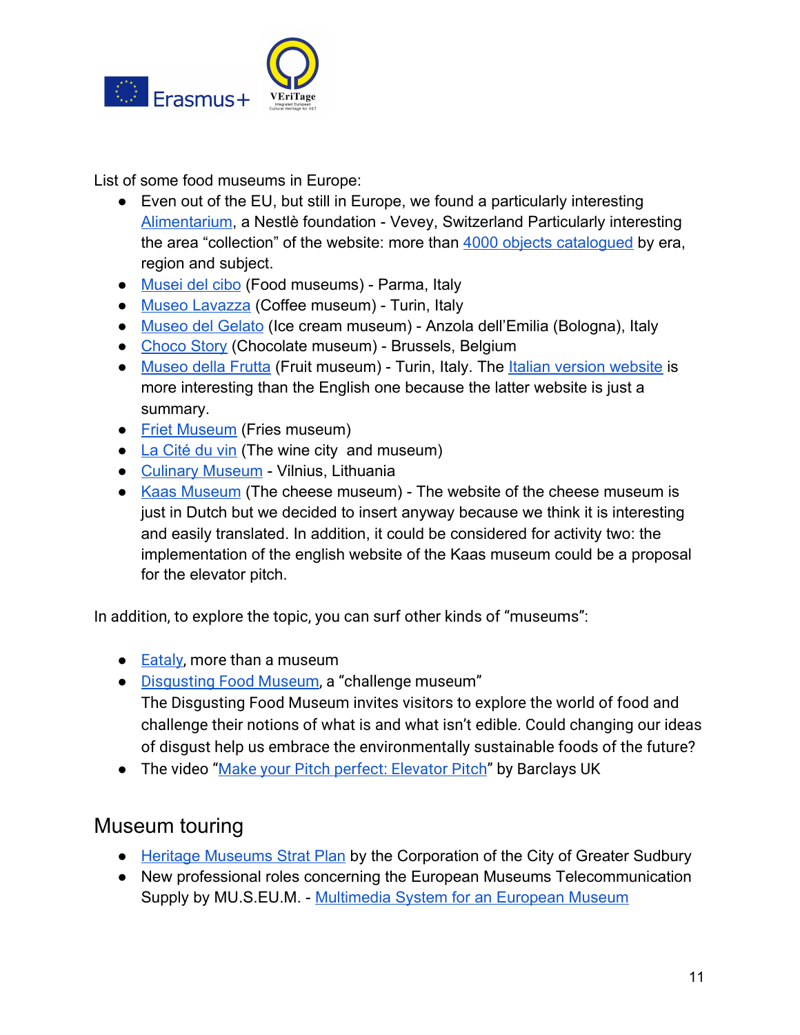List of some food museums in Europe:

- Even out of the EU, but still in Europe, we found a particularly interesting Alimentarium, a Nestlè foundation - Vevey, Switzerland Particularly interesting the area “collection” of the website: more than 4000 objects catalogued by era, region and subject.
- Musei del cibo (Food museums) - Parma, Italy
- Museo Lavazza (Coffee museum) - Turin, Italy
- Museo del Gelato (Ice cream museum) - Anzola dell’Emilia (Bologna), Italy
- Choco Story (Chocolate museum) - Brussels, Belgium
- Museo della Frutta (Fruit museum) - Turin, Italy. The Italian version website is more interesting than the English one because the latter website is just a summary.
- Friet Museum (Fries museum)
- La Cité du vin (The wine city  and museum)
- Culinary Museum - Vilnius, Lithuania
- Kaas Museum (The cheese museum) - The website of the cheese museum is just in Dutch but we decided to insert anyway because we think it is interesting and easily translated. In addition, it could be considered for activity two: the implementation of the english website of the Kaas museum could be a proposal for the elevator pitch.

In addition, to explore the topic, you can surf other kinds of “museums”:

- Eataly, more than a museum
- Disgusting Food Museum, a “challenge museum”
  The Disgusting Food Museum invites visitors to explore the world of food and challenge their notions of what is and what isn’t edible. Could changing our ideas of disgust help us embrace the environmentally sustainable foods of the future?
- The video “Make your Pitch perfect: Elevator Pitch” by Barclays UK

## Museum touring

- Heritage Museums Strat Plan by the Corporation of the City of Greater Sudbury
- New professional roles concerning the European Museums Telecommunication Supply by MU.S.EU.M. - Multimedia System for an European Museum